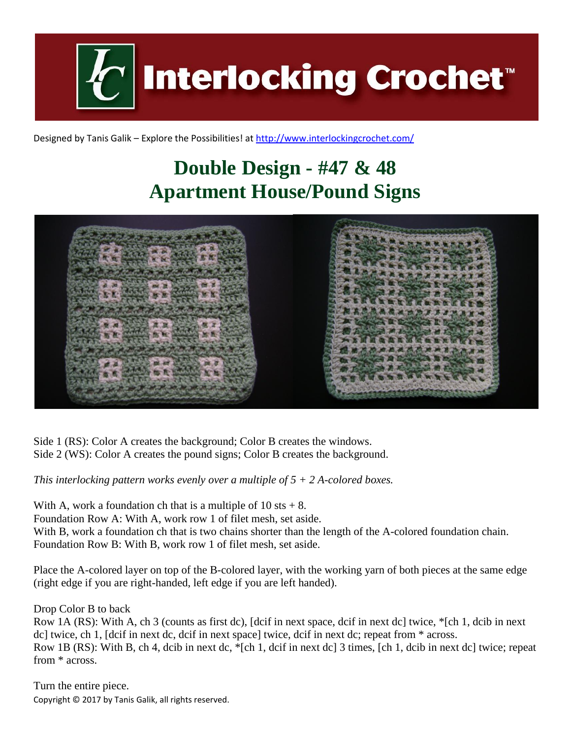Interlocking Crochet™

Designed by Tanis Galik – Explore the Possibilities! at http://www.interlockingcrochet.com/

# Double Design - #47 & 48
# Apartment House/Pound Signs

Side 1 (RS): Color A creates the background; Color B creates the windows.
Side 2 (WS): Color A creates the pound signs; Color B creates the background.

*This interlocking pattern works evenly over a multiple of 5 + 2 A-colored boxes.*

With A, work a foundation ch that is a multiple of 10 sts + 8.
Foundation Row A: With A, work row 1 of filet mesh, set aside.
With B, work a foundation ch that is two chains shorter than the length of the A-colored foundation chain.
Foundation Row B: With B, work row 1 of filet mesh, set aside.

Place the A-colored layer on top of the B-colored layer, with the working yarn of both pieces at the same edge (right edge if you are right-handed, left edge if you are left handed).

Drop Color B to back
Row 1A (RS): With A, ch 3 (counts as first dc), [dcif in next space, dcif in next dc] twice, *[ch 1, dcib in next dc] twice, ch 1, [dcif in next dc, dcif in next space] twice, dcif in next dc; repeat from * across.
Row 1B (RS): With B, ch 4, dcib in next dc, *[ch 1, dcif in next dc] 3 times, [ch 1, dcib in next dc] twice; repeat from * across.

Turn the entire piece.

Copyright © 2017 by Tanis Galik, all rights reserved.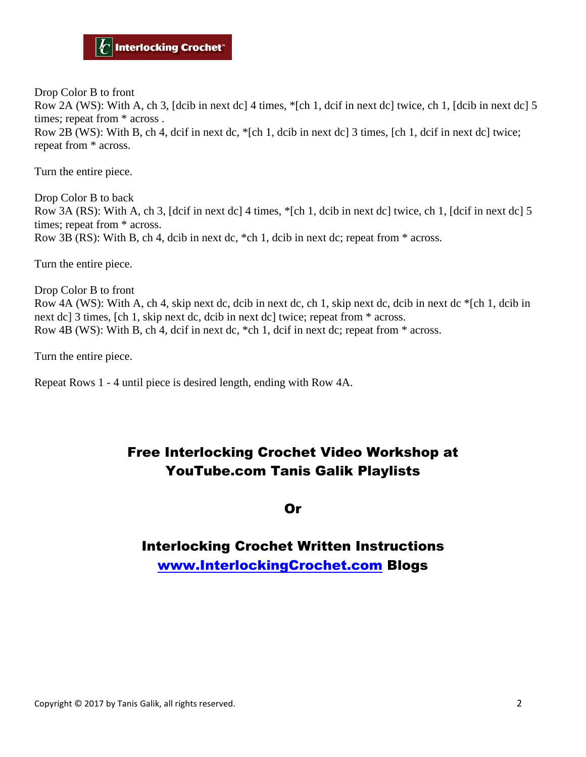Drop Color B to front
Row 2A (WS): With A, ch 3, [dcib in next dc] 4 times, *[ch 1, dcif in next dc] twice, ch 1, [dcib in next dc] 5 times; repeat from * across .
Row 2B (WS): With B, ch 4, dcif in next dc, *[ch 1, dcib in next dc] 3 times, [ch 1, dcif in next dc] twice; repeat from * across.

Turn the entire piece.

Drop Color B to back
Row 3A (RS): With A, ch 3, [dcif in next dc] 4 times, *[ch 1, dcib in next dc] twice, ch 1, [dcif in next dc] 5 times; repeat from * across.
Row 3B (RS): With B, ch 4, dcib in next dc, *ch 1, dcib in next dc; repeat from * across.

Turn the entire piece.

Drop Color B to front
Row 4A (WS): With A, ch 4, skip next dc, dcib in next dc, ch 1, skip next dc, dcib in next dc *[ch 1, dcib in next dc] 3 times, [ch 1, skip next dc, dcib in next dc] twice; repeat from * across.
Row 4B (WS): With B, ch 4, dcif in next dc, *ch 1, dcif in next dc; repeat from * across.

Turn the entire piece.

Repeat Rows 1 - 4 until piece is desired length, ending with Row 4A.

## Free Interlocking Crochet Video Workshop at YouTube.com Tanis Galik Playlists

## Or

## Interlocking Crochet Written Instructions [www.InterlockingCrochet.com](http://www.InterlockingCrochet.com) Blogs

Copyright © 2017 by Tanis Galik, all rights reserved.